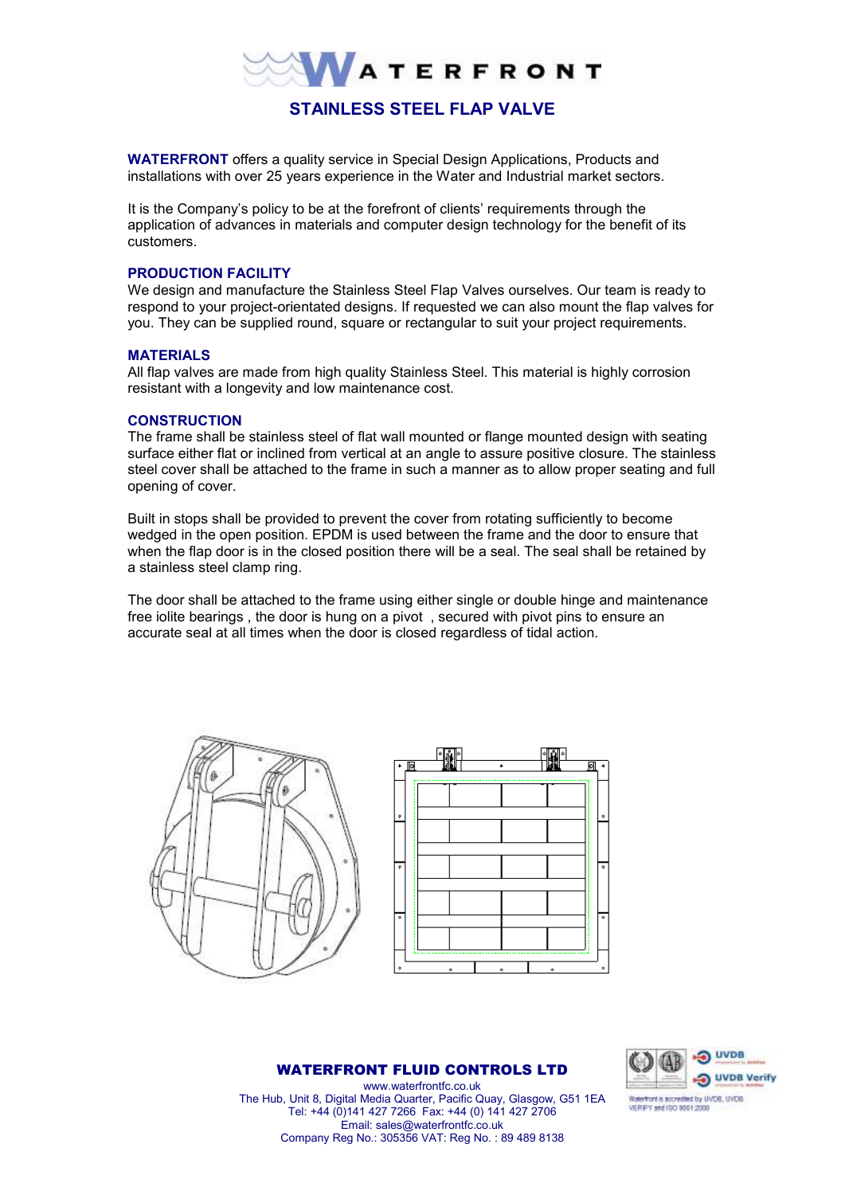# STAINLESS STEEL FLAP VALVE

**WATERFRONT** offers a quality service in Special Design Applications, Products and installations with over 25 years experience in the Water and Industrial market sectors.

It is the Company's policy to be at the forefront of clients' requirements through the application of advances in materials and computer design technology for the benefit of its customers.

## PRODUCTION FACILITY

We design and manufacture the Stainless Steel Flap Valves ourselves. Our team is ready to respond to your project-orientated designs. If requested we can also mount the flap valves for you. They can be supplied round, square or rectangular to suit your project requirements.

## MATERIALS

All flap valves are made from high quality Stainless Steel. This material is highly corrosion resistant with a longevity and low maintenance cost.

## CONSTRUCTION

The frame shall be stainless steel of flat wall mounted or flange mounted design with seating surface either flat or inclined from vertical at an angle to assure positive closure. The stainless steel cover shall be attached to the frame in such a manner as to allow proper seating and full opening of cover.

Built in stops shall be provided to prevent the cover from rotating sufficiently to become wedged in the open position. EPDM is used between the frame and the door to ensure that when the flap door is in the closed position there will be a seal. The seal shall be retained by a stainless steel clamp ring.

The door shall be attached to the frame using either single or double hinge and maintenance free iolite bearings , the door is hung on a pivot , secured with pivot pins to ensure an accurate seal at all times when the door is closed regardless of tidal action.

**WATERFRONT FLUID CONTROLS LTD**
www.waterfrontfc.co.uk
The Hub, Unit 8, Digital Media Quarter, Pacific Quay, Glasgow, G51 1EA
Tel: +44 (0)141 427 7266 Fax: +44 (0) 141 427 2706
Email: sales@waterfrontfc.co.uk
Company Reg No.: 305356 VAT: Reg No. : 89 489 8138

Waterfront is accredited by UVDB, UVDB VERIFY and ISO 9001:2008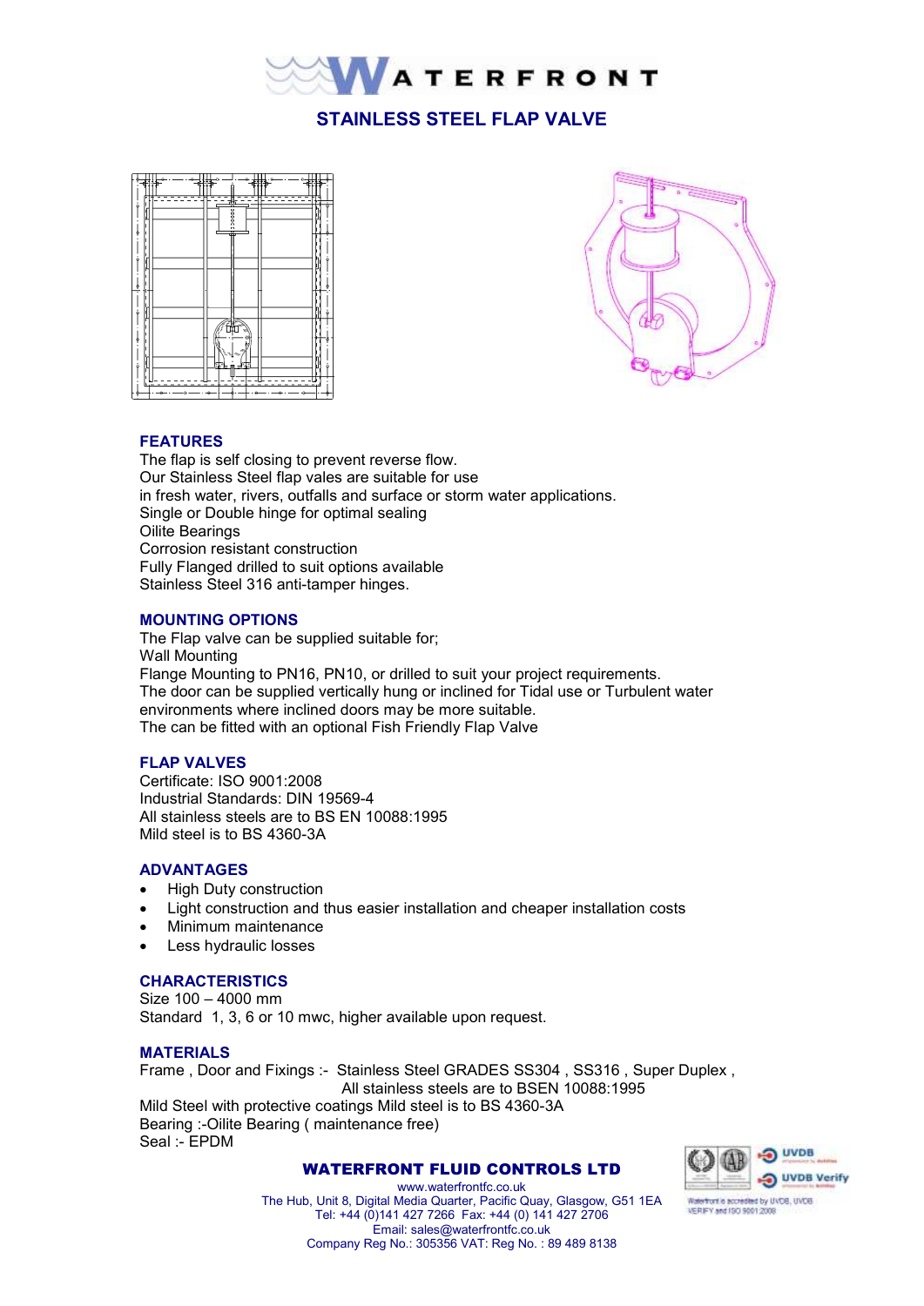# WATERFRONT

## STAINLESS STEEL FLAP VALVE

### FEATURES

The flap is self closing to prevent reverse flow.
Our Stainless Steel flap vales are suitable for use
in fresh water, rivers, outfalls and surface or storm water applications.
Single or Double hinge for optimal sealing
Oilite Bearings
Corrosion resistant construction
Fully Flanged drilled to suit options available
Stainless Steel 316 anti-tamper hinges.

### MOUNTING OPTIONS

The Flap valve can be supplied suitable for;
Wall Mounting
Flange Mounting to PN16, PN10, or drilled to suit your project requirements.
The door can be supplied vertically hung or inclined for Tidal use or Turbulent water environments where inclined doors may be more suitable.
The can be fitted with an optional Fish Friendly Flap Valve

### FLAP VALVES

Certificate: ISO 9001:2008
Industrial Standards: DIN 19569-4
All stainless steels are to BS EN 10088:1995
Mild steel is to BS 4360-3A

### ADVANTAGES

- High Duty construction
- Light construction and thus easier installation and cheaper installation costs
- Minimum maintenance
- Less hydraulic losses

### CHARACTERISTICS

Size 100 – 4000 mm
Standard 1, 3, 6 or 10 mwc, higher available upon request.

### MATERIALS

Frame , Door and Fixings :- Stainless Steel GRADES SS304 , SS316 , Super Duplex ,
All stainless steels are to BSEN 10088:1995
Mild Steel with protective coatings Mild steel is to BS 4360-3A
Bearing :-Oilite Bearing ( maintenance free)
Seal :- EPDM

**WATERFRONT FLUID CONTROLS LTD**
www.waterfrontfc.co.uk
The Hub, Unit 8, Digital Media Quarter, Pacific Quay, Glasgow, G51 1EA
Tel: +44 (0)141 427 7266 Fax: +44 (0) 141 427 2706
Email: sales@waterfrontfc.co.uk
Company Reg No.: 305356 VAT: Reg No. : 89 489 8138

UVDB
UVDB Verify
Waterfront is accredited by UVDB, UVDB VERIFY and ISO 9001:2008